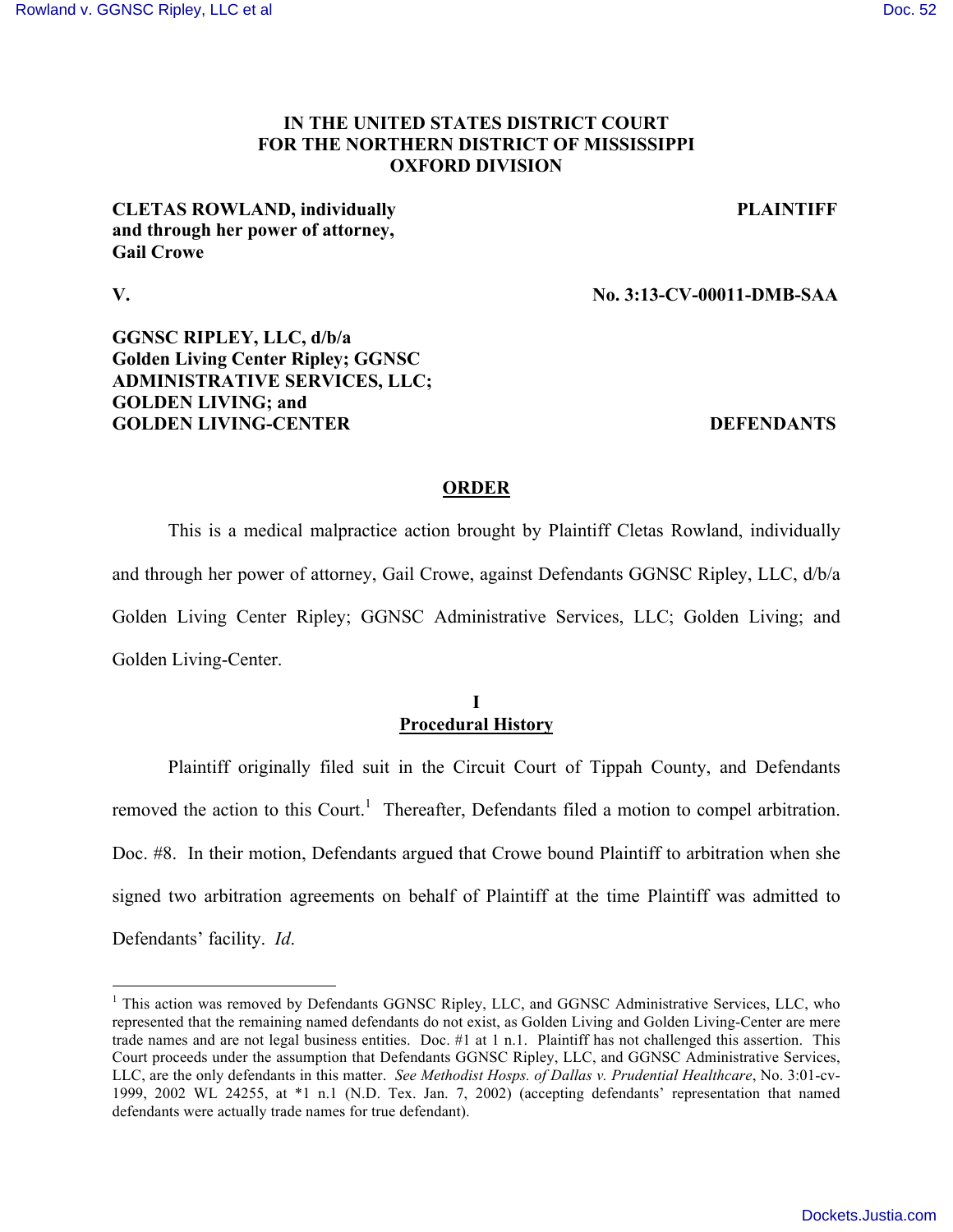# IN THE UNITED STATES DISTRICT COURT
# FOR THE NORTHERN DISTRICT OF MISSISSIPPI
# OXFORD DIVISION

**CLETAS ROWLAND, individually and through her power of attorney, Gail Crowe** — **PLAINTIFF**

**V.** — **No. 3:13-CV-00011-DMB-SAA**

**GGNSC RIPLEY, LLC, d/b/a Golden Living Center Ripley; GGNSC ADMINISTRATIVE SERVICES, LLC; GOLDEN LIVING; and GOLDEN LIVING-CENTER** — **DEFENDANTS**

## ORDER

This is a medical malpractice action brought by Plaintiff Cletas Rowland, individually and through her power of attorney, Gail Crowe, against Defendants GGNSC Ripley, LLC, d/b/a Golden Living Center Ripley; GGNSC Administrative Services, LLC; Golden Living; and Golden Living-Center.

## I
## Procedural History

Plaintiff originally filed suit in the Circuit Court of Tippah County, and Defendants removed the action to this Court.[1] Thereafter, Defendants filed a motion to compel arbitration. Doc. #8. In their motion, Defendants argued that Crowe bound Plaintiff to arbitration when she signed two arbitration agreements on behalf of Plaintiff at the time Plaintiff was admitted to Defendants' facility. *Id*.

---

[1] This action was removed by Defendants GGNSC Ripley, LLC, and GGNSC Administrative Services, LLC, who represented that the remaining named defendants do not exist, as Golden Living and Golden Living-Center are mere trade names and are not legal business entities. Doc. #1 at 1 n.1. Plaintiff has not challenged this assertion. This Court proceeds under the assumption that Defendants GGNSC Ripley, LLC, and GGNSC Administrative Services, LLC, are the only defendants in this matter. *See Methodist Hosps. of Dallas v. Prudential Healthcare*, No. 3:01-cv-1999, 2002 WL 24255, at *1 n.1 (N.D. Tex. Jan. 7, 2002) (accepting defendants' representation that named defendants were actually trade names for true defendant).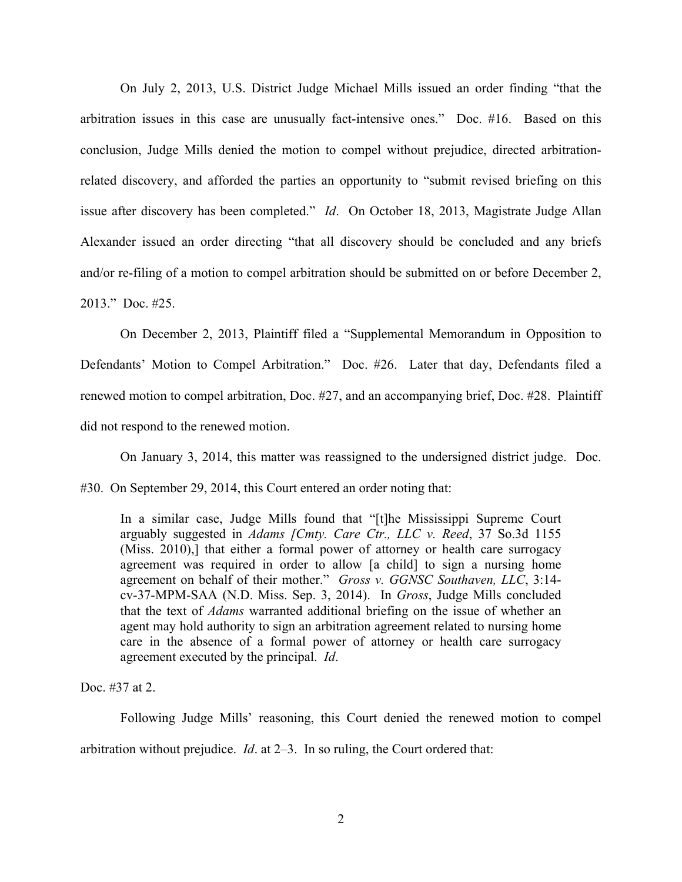On July 2, 2013, U.S. District Judge Michael Mills issued an order finding "that the arbitration issues in this case are unusually fact-intensive ones." Doc. #16. Based on this conclusion, Judge Mills denied the motion to compel without prejudice, directed arbitration-related discovery, and afforded the parties an opportunity to "submit revised briefing on this issue after discovery has been completed." *Id*. On October 18, 2013, Magistrate Judge Allan Alexander issued an order directing "that all discovery should be concluded and any briefs and/or re-filing of a motion to compel arbitration should be submitted on or before December 2, 2013." Doc. #25.

On December 2, 2013, Plaintiff filed a "Supplemental Memorandum in Opposition to Defendants' Motion to Compel Arbitration." Doc. #26. Later that day, Defendants filed a renewed motion to compel arbitration, Doc. #27, and an accompanying brief, Doc. #28. Plaintiff did not respond to the renewed motion.

On January 3, 2014, this matter was reassigned to the undersigned district judge. Doc. #30. On September 29, 2014, this Court entered an order noting that:

> In a similar case, Judge Mills found that "[t]he Mississippi Supreme Court arguably suggested in *Adams [Cmty. Care Ctr., LLC v. Reed*, 37 So.3d 1155 (Miss. 2010),] that either a formal power of attorney or health care surrogacy agreement was required in order to allow [a child] to sign a nursing home agreement on behalf of their mother." *Gross v. GGNSC Southaven, LLC*, 3:14-cv-37-MPM-SAA (N.D. Miss. Sep. 3, 2014). In *Gross*, Judge Mills concluded that the text of *Adams* warranted additional briefing on the issue of whether an agent may hold authority to sign an arbitration agreement related to nursing home care in the absence of a formal power of attorney or health care surrogacy agreement executed by the principal. *Id*.

Doc. #37 at 2.

Following Judge Mills' reasoning, this Court denied the renewed motion to compel arbitration without prejudice. *Id*. at 2–3. In so ruling, the Court ordered that: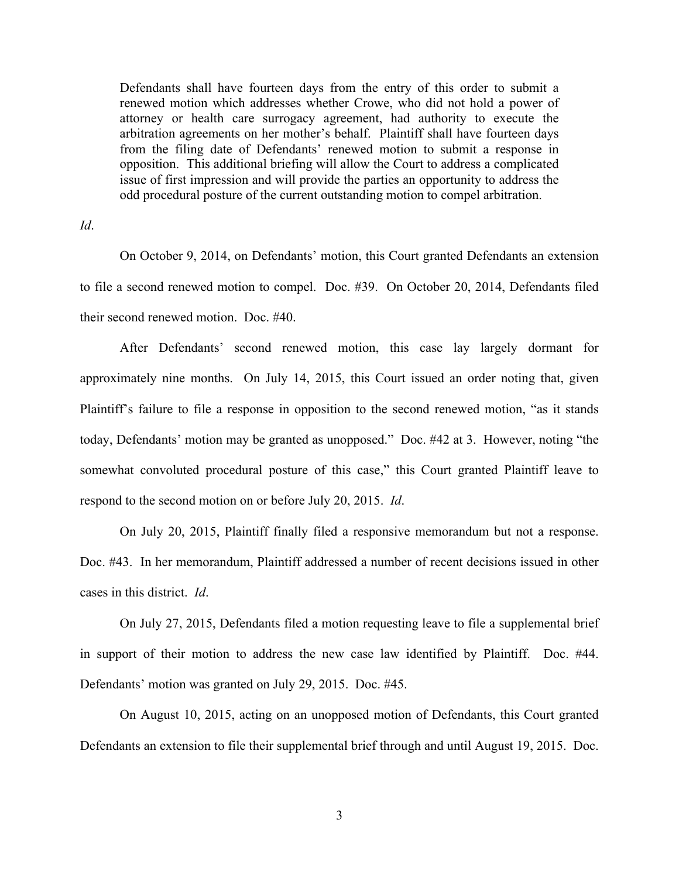> Defendants shall have fourteen days from the entry of this order to submit a renewed motion which addresses whether Crowe, who did not hold a power of attorney or health care surrogacy agreement, had authority to execute the arbitration agreements on her mother's behalf. Plaintiff shall have fourteen days from the filing date of Defendants' renewed motion to submit a response in opposition. This additional briefing will allow the Court to address a complicated issue of first impression and will provide the parties an opportunity to address the odd procedural posture of the current outstanding motion to compel arbitration.

*Id*.

On October 9, 2014, on Defendants' motion, this Court granted Defendants an extension to file a second renewed motion to compel. Doc. #39. On October 20, 2014, Defendants filed their second renewed motion. Doc. #40.

After Defendants' second renewed motion, this case lay largely dormant for approximately nine months. On July 14, 2015, this Court issued an order noting that, given Plaintiff's failure to file a response in opposition to the second renewed motion, "as it stands today, Defendants' motion may be granted as unopposed." Doc. #42 at 3. However, noting "the somewhat convoluted procedural posture of this case," this Court granted Plaintiff leave to respond to the second motion on or before July 20, 2015. *Id*.

On July 20, 2015, Plaintiff finally filed a responsive memorandum but not a response. Doc. #43. In her memorandum, Plaintiff addressed a number of recent decisions issued in other cases in this district. *Id*.

On July 27, 2015, Defendants filed a motion requesting leave to file a supplemental brief in support of their motion to address the new case law identified by Plaintiff. Doc. #44. Defendants' motion was granted on July 29, 2015. Doc. #45.

On August 10, 2015, acting on an unopposed motion of Defendants, this Court granted Defendants an extension to file their supplemental brief through and until August 19, 2015. Doc.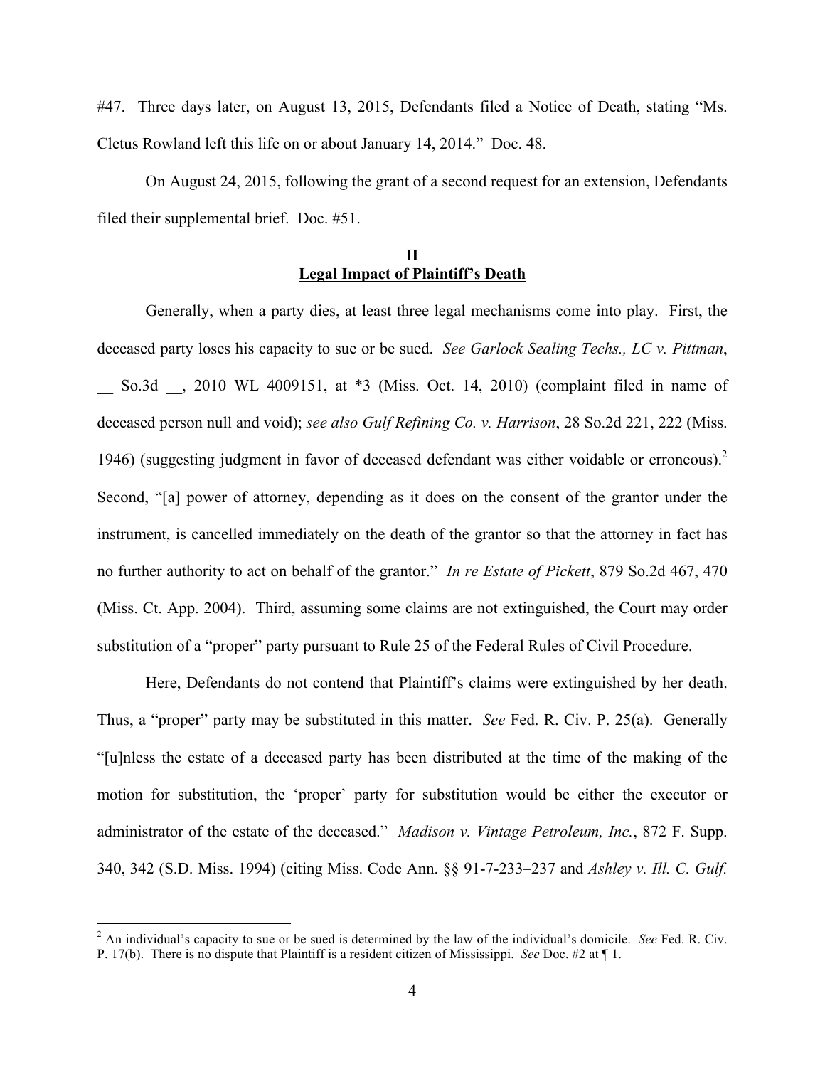#47. Three days later, on August 13, 2015, Defendants filed a Notice of Death, stating "Ms. Cletus Rowland left this life on or about January 14, 2014." Doc. 48.

On August 24, 2015, following the grant of a second request for an extension, Defendants filed their supplemental brief. Doc. #51.

## II
## Legal Impact of Plaintiff's Death

Generally, when a party dies, at least three legal mechanisms come into play. First, the deceased party loses his capacity to sue or be sued. *See Garlock Sealing Techs., LC v. Pittman*, __ So.3d __, 2010 WL 4009151, at *3 (Miss. Oct. 14, 2010) (complaint filed in name of deceased person null and void); *see also Gulf Refining Co. v. Harrison*, 28 So.2d 221, 222 (Miss. 1946) (suggesting judgment in favor of deceased defendant was either voidable or erroneous).[2] Second, "[a] power of attorney, depending as it does on the consent of the grantor under the instrument, is cancelled immediately on the death of the grantor so that the attorney in fact has no further authority to act on behalf of the grantor." *In re Estate of Pickett*, 879 So.2d 467, 470 (Miss. Ct. App. 2004). Third, assuming some claims are not extinguished, the Court may order substitution of a "proper" party pursuant to Rule 25 of the Federal Rules of Civil Procedure.

Here, Defendants do not contend that Plaintiff's claims were extinguished by her death. Thus, a "proper" party may be substituted in this matter. *See* Fed. R. Civ. P. 25(a). Generally "[u]nless the estate of a deceased party has been distributed at the time of the making of the motion for substitution, the 'proper' party for substitution would be either the executor or administrator of the estate of the deceased." *Madison v. Vintage Petroleum, Inc.*, 872 F. Supp. 340, 342 (S.D. Miss. 1994) (citing Miss. Code Ann. §§ 91-7-233–237 and *Ashley v. Ill. C. Gulf.*

---

[2] An individual's capacity to sue or be sued is determined by the law of the individual's domicile. *See* Fed. R. Civ. P. 17(b). There is no dispute that Plaintiff is a resident citizen of Mississippi. *See* Doc. #2 at ¶ 1.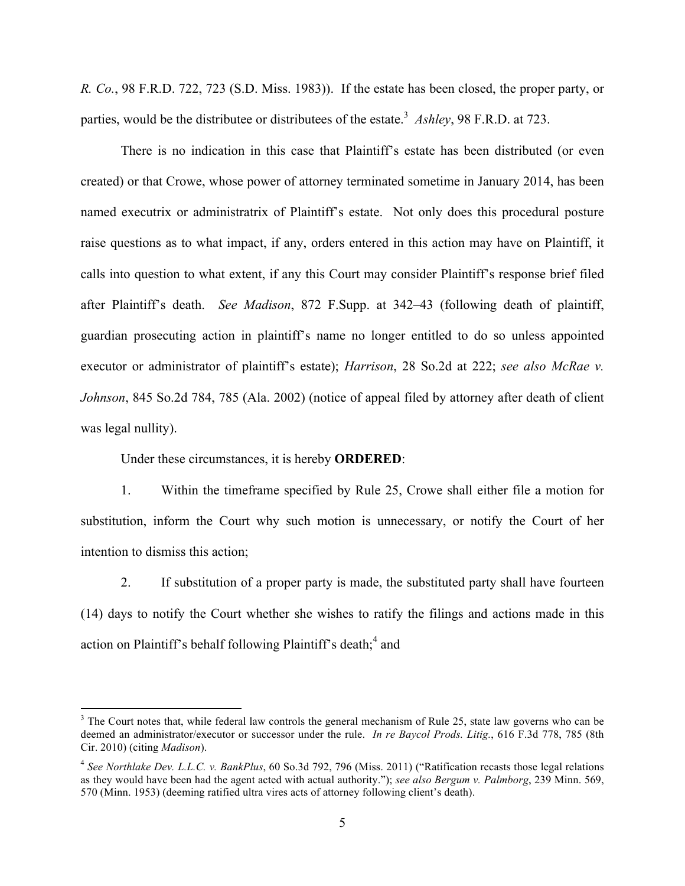*R. Co.*, 98 F.R.D. 722, 723 (S.D. Miss. 1983)). If the estate has been closed, the proper party, or parties, would be the distributee or distributees of the estate.[3] *Ashley*, 98 F.R.D. at 723.

There is no indication in this case that Plaintiff's estate has been distributed (or even created) or that Crowe, whose power of attorney terminated sometime in January 2014, has been named executrix or administratrix of Plaintiff's estate. Not only does this procedural posture raise questions as to what impact, if any, orders entered in this action may have on Plaintiff, it calls into question to what extent, if any this Court may consider Plaintiff's response brief filed after Plaintiff's death. *See Madison*, 872 F.Supp. at 342–43 (following death of plaintiff, guardian prosecuting action in plaintiff's name no longer entitled to do so unless appointed executor or administrator of plaintiff's estate); *Harrison*, 28 So.2d at 222; *see also McRae v. Johnson*, 845 So.2d 784, 785 (Ala. 2002) (notice of appeal filed by attorney after death of client was legal nullity).

Under these circumstances, it is hereby **ORDERED**:

1. Within the timeframe specified by Rule 25, Crowe shall either file a motion for substitution, inform the Court why such motion is unnecessary, or notify the Court of her intention to dismiss this action;

2. If substitution of a proper party is made, the substituted party shall have fourteen (14) days to notify the Court whether she wishes to ratify the filings and actions made in this action on Plaintiff's behalf following Plaintiff's death;[4] and

---

[3] The Court notes that, while federal law controls the general mechanism of Rule 25, state law governs who can be deemed an administrator/executor or successor under the rule. *In re Baycol Prods. Litig.*, 616 F.3d 778, 785 (8th Cir. 2010) (citing *Madison*).

[4] *See Northlake Dev. L.L.C. v. BankPlus*, 60 So.3d 792, 796 (Miss. 2011) ("Ratification recasts those legal relations as they would have been had the agent acted with actual authority."); *see also Bergum v. Palmborg*, 239 Minn. 569, 570 (Minn. 1953) (deeming ratified ultra vires acts of attorney following client's death).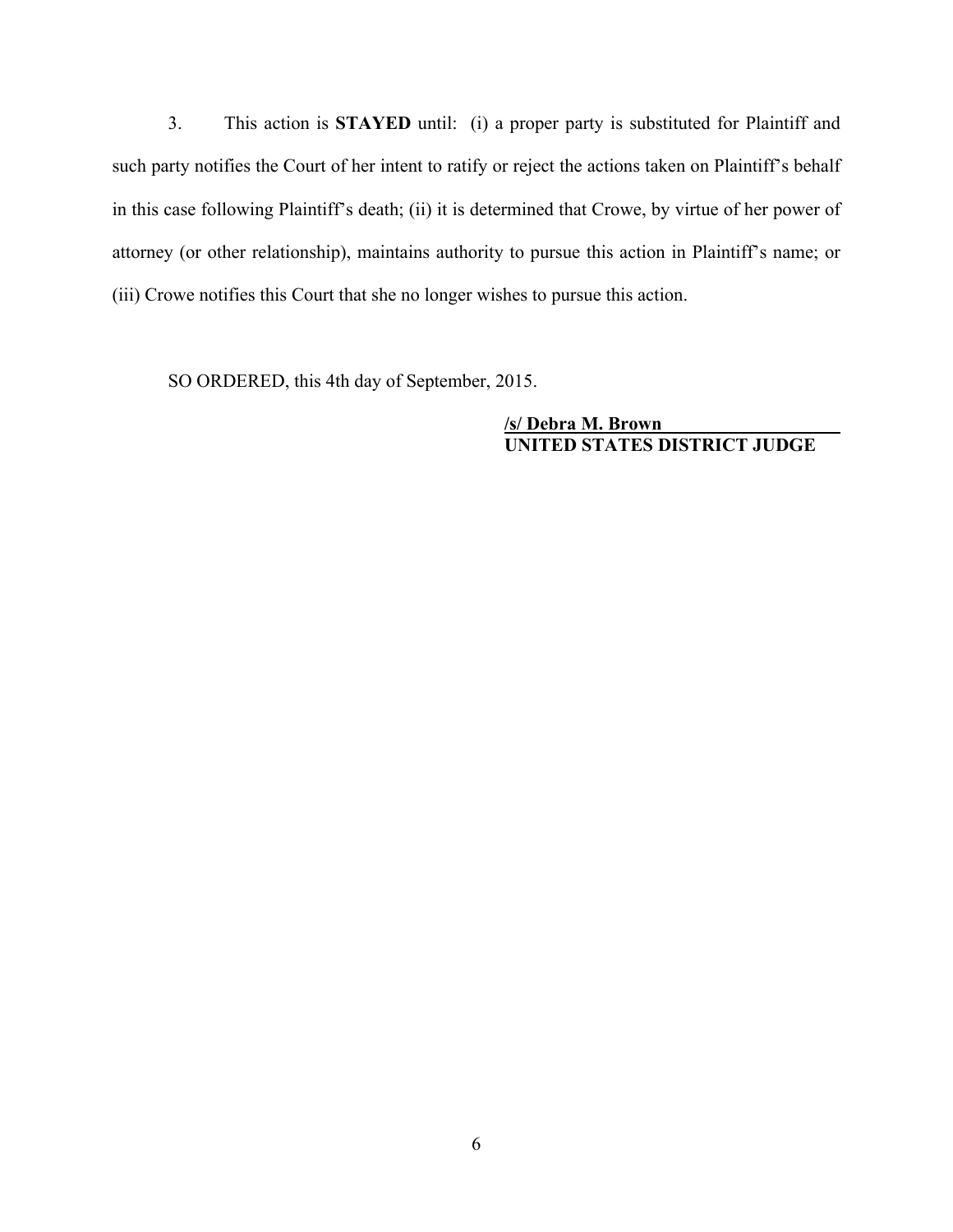3. This action is **STAYED** until: (i) a proper party is substituted for Plaintiff and such party notifies the Court of her intent to ratify or reject the actions taken on Plaintiff's behalf in this case following Plaintiff's death; (ii) it is determined that Crowe, by virtue of her power of attorney (or other relationship), maintains authority to pursue this action in Plaintiff's name; or (iii) Crowe notifies this Court that she no longer wishes to pursue this action.

SO ORDERED, this 4th day of September, 2015.

**/s/ Debra M. Brown**
**UNITED STATES DISTRICT JUDGE**